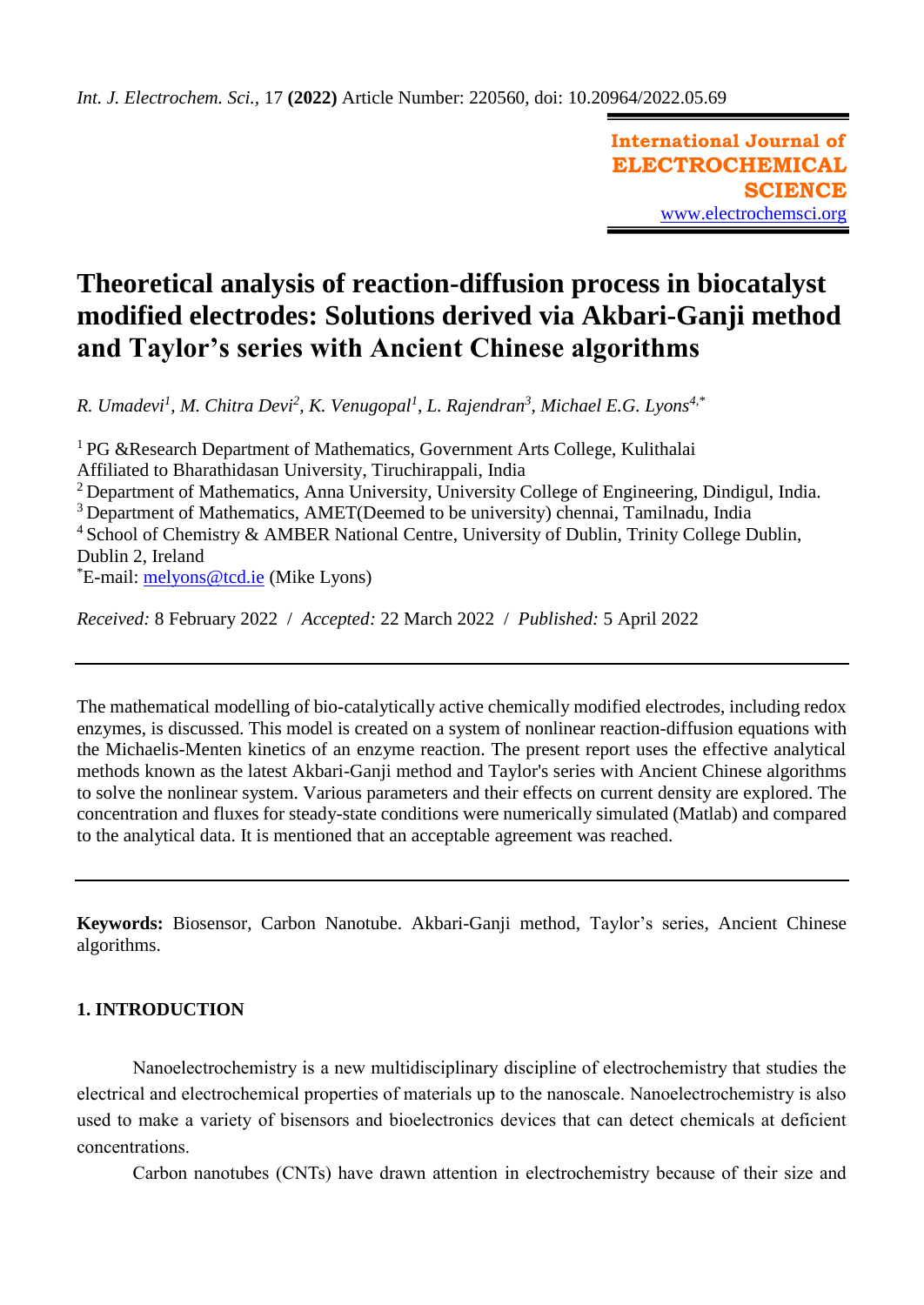International Journal of ELECTROCHEMICAL SCIENCE
www.electrochemsci.org

# Theoretical analysis of reaction-diffusion process in biocatalyst modified electrodes: Solutions derived via Akbari-Ganji method and Taylor's series with Ancient Chinese algorithms

*R. Umadevi*[1], *M. Chitra Devi*[2], *K. Venugopal*[1], *L. Rajendran*[3], *Michael E.G. Lyons*[4,*]

[1] PG &Research Department of Mathematics, Government Arts College, Kulithalai
Affiliated to Bharathidasan University, Tiruchirappali, India
[2] Department of Mathematics, Anna University, University College of Engineering, Dindigul, India.
[3] Department of Mathematics, AMET(Deemed to be university) chennai, Tamilnadu, India
[4] School of Chemistry & AMBER National Centre, University of Dublin, Trinity College Dublin, Dublin 2, Ireland
[*]E-mail: melyons@tcd.ie (Mike Lyons)

*Received:* 8 February 2022 / *Accepted:* 22 March 2022 / *Published:* 5 April 2022

---

The mathematical modelling of bio-catalytically active chemically modified electrodes, including redox enzymes, is discussed. This model is created on a system of nonlinear reaction-diffusion equations with the Michaelis-Menten kinetics of an enzyme reaction. The present report uses the effective analytical methods known as the latest Akbari-Ganji method and Taylor's series with Ancient Chinese algorithms to solve the nonlinear system. Various parameters and their effects on current density are explored. The concentration and fluxes for steady-state conditions were numerically simulated (Matlab) and compared to the analytical data. It is mentioned that an acceptable agreement was reached.

---

**Keywords:** Biosensor, Carbon Nanotube. Akbari-Ganji method, Taylor's series, Ancient Chinese algorithms.

## 1. INTRODUCTION

Nanoelectrochemistry is a new multidisciplinary discipline of electrochemistry that studies the electrical and electrochemical properties of materials up to the nanoscale. Nanoelectrochemistry is also used to make a variety of bisensors and bioelectronics devices that can detect chemicals at deficient concentrations.

Carbon nanotubes (CNTs) have drawn attention in electrochemistry because of their size and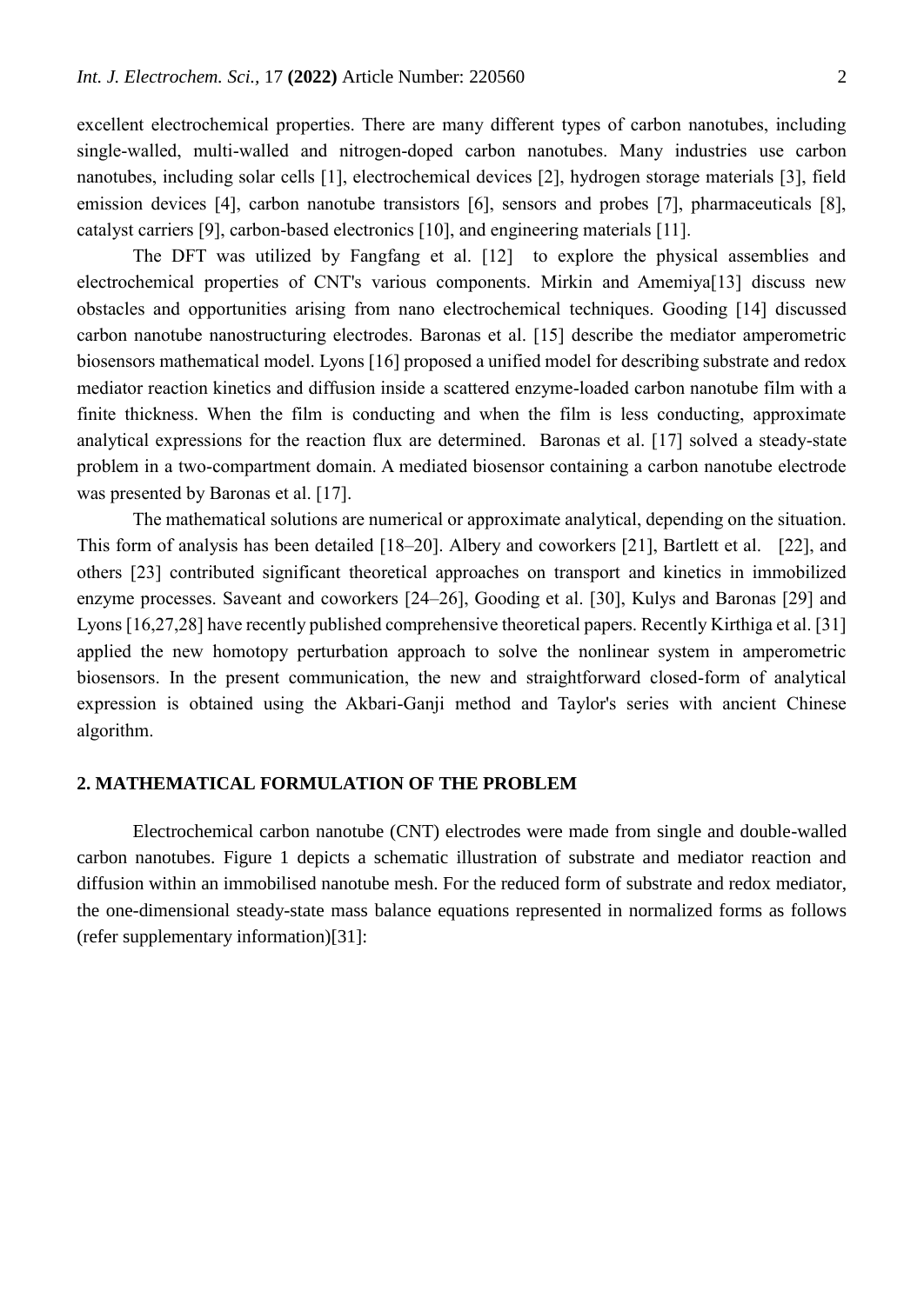excellent electrochemical properties. There are many different types of carbon nanotubes, including single-walled, multi-walled and nitrogen-doped carbon nanotubes. Many industries use carbon nanotubes, including solar cells [1], electrochemical devices [2], hydrogen storage materials [3], field emission devices [4], carbon nanotube transistors [6], sensors and probes [7], pharmaceuticals [8], catalyst carriers [9], carbon-based electronics [10], and engineering materials [11].

The DFT was utilized by Fangfang et al. [12] to explore the physical assemblies and electrochemical properties of CNT's various components. Mirkin and Amemiya[13] discuss new obstacles and opportunities arising from nano electrochemical techniques. Gooding [14] discussed carbon nanotube nanostructuring electrodes. Baronas et al. [15] describe the mediator amperometric biosensors mathematical model. Lyons [16] proposed a unified model for describing substrate and redox mediator reaction kinetics and diffusion inside a scattered enzyme-loaded carbon nanotube film with a finite thickness. When the film is conducting and when the film is less conducting, approximate analytical expressions for the reaction flux are determined. Baronas et al. [17] solved a steady-state problem in a two-compartment domain. A mediated biosensor containing a carbon nanotube electrode was presented by Baronas et al. [17].

The mathematical solutions are numerical or approximate analytical, depending on the situation. This form of analysis has been detailed [18–20]. Albery and coworkers [21], Bartlett et al. [22], and others [23] contributed significant theoretical approaches on transport and kinetics in immobilized enzyme processes. Saveant and coworkers [24–26], Gooding et al. [30], Kulys and Baronas [29] and Lyons [16,27,28] have recently published comprehensive theoretical papers. Recently Kirthiga et al. [31] applied the new homotopy perturbation approach to solve the nonlinear system in amperometric biosensors. In the present communication, the new and straightforward closed-form of analytical expression is obtained using the Akbari-Ganji method and Taylor's series with ancient Chinese algorithm.

## 2. MATHEMATICAL FORMULATION OF THE PROBLEM

Electrochemical carbon nanotube (CNT) electrodes were made from single and double-walled carbon nanotubes. Figure 1 depicts a schematic illustration of substrate and mediator reaction and diffusion within an immobilised nanotube mesh. For the reduced form of substrate and redox mediator, the one-dimensional steady-state mass balance equations represented in normalized forms as follows (refer supplementary information)[31]: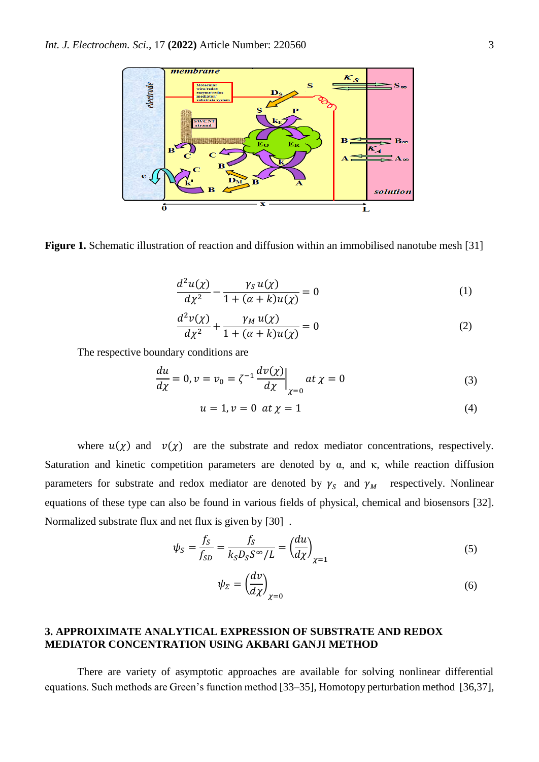membrane

electrode

Molecular wire/redox enzyme/redox mediator/ substrate system

SWCNT strand

solution

**Figure 1.** Schematic illustration of reaction and diffusion within an immobilised nanotube mesh [31]

$$\frac{d^2u(\chi)}{d\chi^2} - \frac{\gamma_S\, u(\chi)}{1+(\alpha+k)u(\chi)} = 0 \tag{1}$$

$$\frac{d^2v(\chi)}{d\chi^2} + \frac{\gamma_M\, u(\chi)}{1+(\alpha+k)u(\chi)} = 0 \tag{2}$$

The respective boundary conditions are

$$\frac{du}{d\chi} = 0, v = v_0 = \zeta^{-1}\left.\frac{dv(\chi)}{d\chi}\right|_{\chi=0} \quad at\ \chi = 0 \tag{3}$$

$$u = 1, v = 0 \ \ at\ \chi = 1 \tag{4}$$

where $u(\chi)$ and $v(\chi)$ are the substrate and redox mediator concentrations, respectively. Saturation and kinetic competition parameters are denoted by α, and κ, while reaction diffusion parameters for substrate and redox mediator are denoted by $\gamma_S$ and $\gamma_M$ respectively. Nonlinear equations of these type can also be found in various fields of physical, chemical and biosensors [32]. Normalized substrate flux and net flux is given by [30] .

$$\psi_S = \frac{f_S}{f_{SD}} = \frac{f_S}{k_S D_S S^\infty / L} = \left(\frac{du}{d\chi}\right)_{\chi=1} \tag{5}$$

$$\psi_\Sigma = \left(\frac{dv}{d\chi}\right)_{\chi=0} \tag{6}$$

## 3. APPROIXIMATE ANALYTICAL EXPRESSION OF SUBSTRATE AND REDOX MEDIATOR CONCENTRATION USING AKBARI GANJI METHOD

There are variety of asymptotic approaches are available for solving nonlinear differential equations. Such methods are Green's function method [33–35], Homotopy perturbation method [36,37],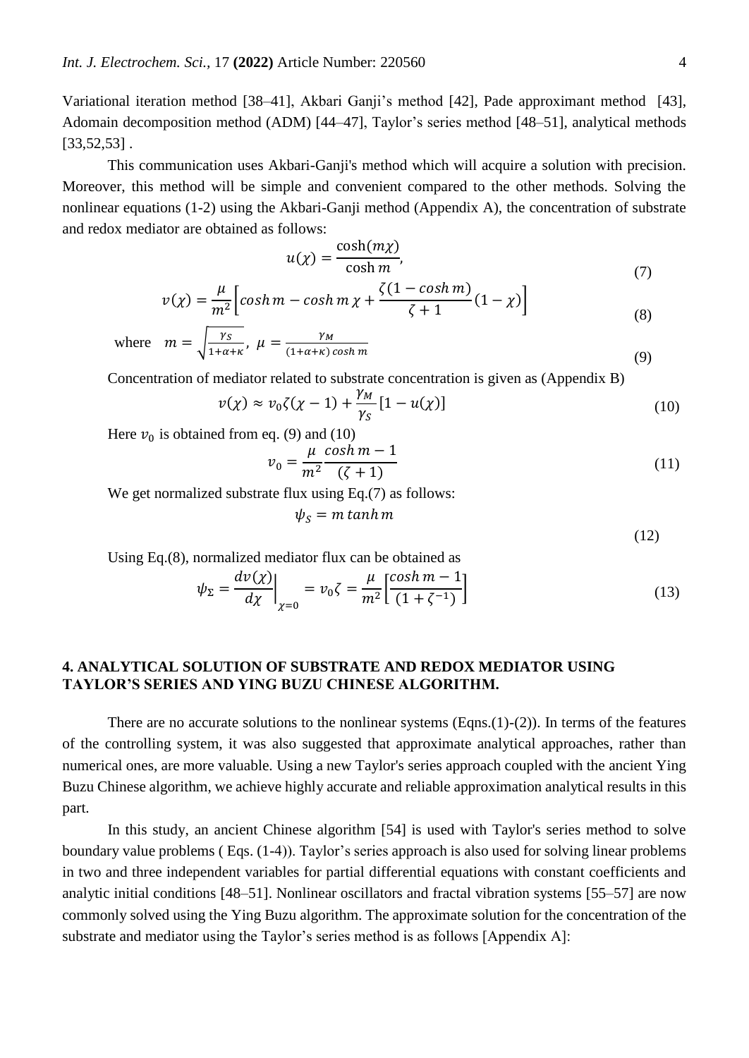Variational iteration method [38–41], Akbari Ganji's method [42], Pade approximant method [43], Adomain decomposition method (ADM) [44–47], Taylor's series method [48–51], analytical methods [33,52,53] .

This communication uses Akbari-Ganji's method which will acquire a solution with precision. Moreover, this method will be simple and convenient compared to the other methods. Solving the nonlinear equations (1-2) using the Akbari-Ganji method (Appendix A), the concentration of substrate and redox mediator are obtained as follows:

$$u(\chi) = \frac{\cosh(m\chi)}{\cosh m}, \tag{7}$$

$$v(\chi) = \frac{\mu}{m^2}\left[\cosh m - \cosh m\,\chi + \frac{\zeta(1-\cosh m)}{\zeta+1}(1-\chi)\right] \tag{8}$$

where $m = \sqrt{\frac{\gamma_S}{1+\alpha+\kappa}}$, $\mu = \frac{\gamma_M}{(1+\alpha+\kappa)\cosh m}$ (9)

Concentration of mediator related to substrate concentration is given as (Appendix B)

$$v(\chi) \approx v_0\zeta(\chi-1) + \frac{\gamma_M}{\gamma_S}[1-u(\chi)] \tag{10}$$

Here $v_0$ is obtained from eq. (9) and (10)

$$v_0 = \frac{\mu}{m^2}\frac{\cosh m - 1}{(\zeta+1)} \tag{11}$$

We get normalized substrate flux using Eq.(7) as follows:

$$\psi_S = m\tanh m \tag{12}$$

Using Eq.(8), normalized mediator flux can be obtained as

$$\psi_\Sigma = \left.\frac{dv(\chi)}{d\chi}\right|_{\chi=0} = v_0\zeta = \frac{\mu}{m^2}\left[\frac{\cosh m - 1}{(1+\zeta^{-1})}\right] \tag{13}$$

## 4. ANALYTICAL SOLUTION OF SUBSTRATE AND REDOX MEDIATOR USING TAYLOR'S SERIES AND YING BUZU CHINESE ALGORITHM.

There are no accurate solutions to the nonlinear systems (Eqns.(1)-(2)). In terms of the features of the controlling system, it was also suggested that approximate analytical approaches, rather than numerical ones, are more valuable. Using a new Taylor's series approach coupled with the ancient Ying Buzu Chinese algorithm, we achieve highly accurate and reliable approximation analytical results in this part.

In this study, an ancient Chinese algorithm [54] is used with Taylor's series method to solve boundary value problems ( Eqs. (1-4)). Taylor's series approach is also used for solving linear problems in two and three independent variables for partial differential equations with constant coefficients and analytic initial conditions [48–51]. Nonlinear oscillators and fractal vibration systems [55–57] are now commonly solved using the Ying Buzu algorithm. The approximate solution for the concentration of the substrate and mediator using the Taylor's series method is as follows [Appendix A]: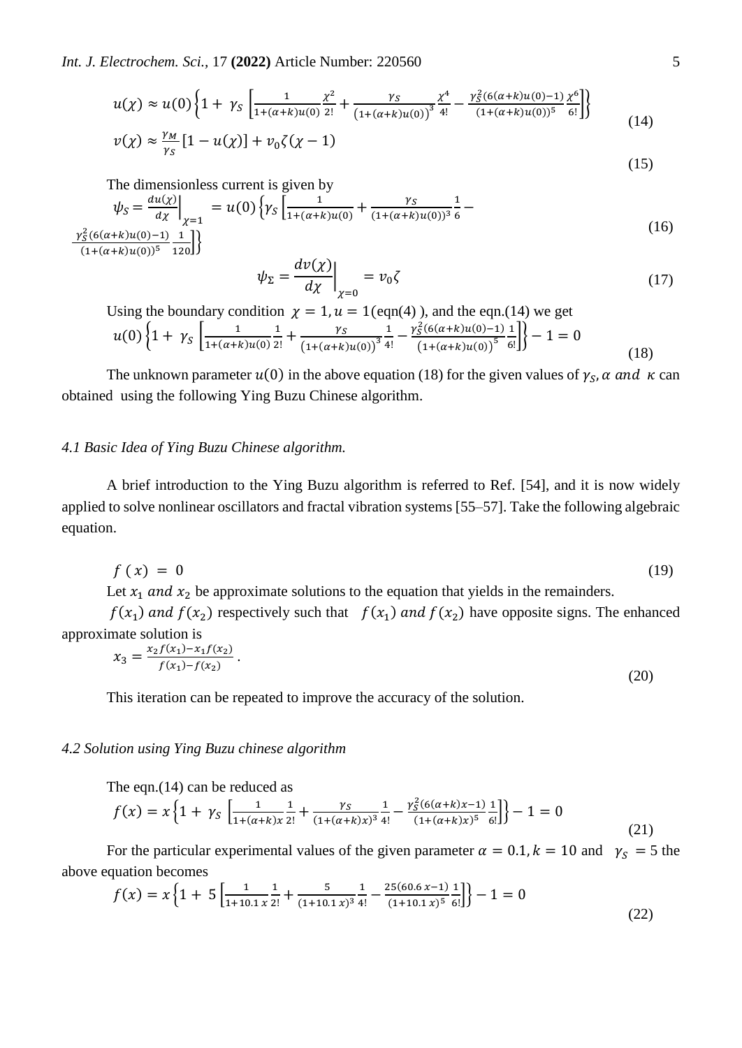$$u(\chi) \approx u(0)\left\{1+\ \gamma_S\left[\frac{1}{1+(\alpha+k)u(0)}\frac{\chi^2}{2!}+\frac{\gamma_S}{\left(1+(\alpha+k)u(0)\right)^3}\frac{\chi^4}{4!}-\frac{\gamma_S^2(6(\alpha+k)u(0)-1)}{(1+(\alpha+k)u(0))^5}\frac{\chi^6}{6!}\right]\right\} \tag{14}$$

$$v(\chi) \approx \frac{\gamma_M}{\gamma_S}[1-u(\chi)]+v_0\zeta(\chi-1) \tag{15}$$

The dimensionless current is given by

$$\psi_S = \left.\frac{du(\chi)}{d\chi}\right|_{\chi=1} = u(0)\left\{\gamma_S\left[\frac{1}{1+(\alpha+k)u(0)}+\frac{\gamma_S}{(1+(\alpha+k)u(0))^3}\frac{1}{6}-\frac{\gamma_S^2(6(\alpha+k)u(0)-1)}{(1+(\alpha+k)u(0))^5}\frac{1}{120}\right]\right\} \tag{16}$$

$$\psi_\Sigma = \left.\frac{dv(\chi)}{d\chi}\right|_{\chi=0} = v_0\zeta \tag{17}$$

Using the boundary condition $\chi = 1, u = 1$ (eqn(4) ), and the eqn.(14) we get

$$u(0)\left\{1+\ \gamma_S\left[\frac{1}{1+(\alpha+k)u(0)}\frac{1}{2!}+\frac{\gamma_S}{\left(1+(\alpha+k)u(0)\right)^3}\frac{1}{4!}-\frac{\gamma_S^2(6(\alpha+k)u(0)-1)}{\left(1+(\alpha+k)u(0)\right)^5}\frac{1}{6!}\right]\right\}-1=0 \tag{18}$$

The unknown parameter $u(0)$ in the above equation (18) for the given values of $\gamma_S, \alpha\ and\ \kappa$ can obtained using the following Ying Buzu Chinese algorithm.

### *4.1 Basic Idea of Ying Buzu Chinese algorithm.*

A brief introduction to the Ying Buzu algorithm is referred to Ref. [54], and it is now widely applied to solve nonlinear oscillators and fractal vibration systems [55–57]. Take the following algebraic equation.

$$f\,(x)\ =\ 0 \tag{19}$$

Let $x_1\ and\ x_2$ be approximate solutions to the equation that yields in the remainders.

$f(x_1)\ and\ f(x_2)$ respectively such that $f(x_1)\ and\ f(x_2)$ have opposite signs. The enhanced approximate solution is

$$x_3 = \frac{x_2 f(x_1)-x_1 f(x_2)}{f(x_1)-f(x_2)}\,. \tag{20}$$

This iteration can be repeated to improve the accuracy of the solution.

### *4.2 Solution using Ying Buzu chinese algorithm*

The eqn.(14) can be reduced as

$$f(x) = x\left\{1+\ \gamma_S\left[\frac{1}{1+(\alpha+k)x}\frac{1}{2!}+\frac{\gamma_S}{(1+(\alpha+k)x)^3}\frac{1}{4!}-\frac{\gamma_S^2(6(\alpha+k)x-1)}{(1+(\alpha+k)x)^5}\frac{1}{6!}\right]\right\}-1=0 \tag{21}$$

For the particular experimental values of the given parameter $\alpha = 0.1, k = 10$ and $\gamma_S = 5$ the above equation becomes

$$f(x) = x\left\{1+\ 5\left[\frac{1}{1+10.1\,x}\frac{1}{2!}+\frac{5}{(1+10.1\,x)^3}\frac{1}{4!}-\frac{25(60.6\,x-1)}{(1+10.1\,x)^5}\frac{1}{6!}\right]\right\}-1=0 \tag{22}$$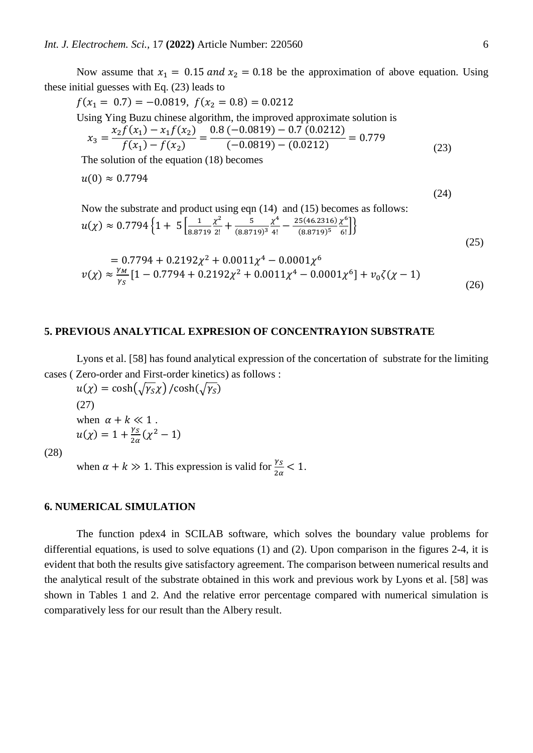Now assume that $x_1 = 0.15$ *and* $x_2 = 0.18$ be the approximation of above equation. Using these initial guesses with Eq. (23) leads to

$f(x_1 = 0.7) = -0.0819, \; f(x_2 = 0.8) = 0.0212$

Using Ying Buzu chinese algorithm, the improved approximate solution is

$$x_3 = \frac{x_2 f(x_1) - x_1 f(x_2)}{f(x_1) - f(x_2)} = \frac{0.8\,(-0.0819) - 0.7\,(0.0212)}{(-0.0819) - (0.0212)} = 0.779 \tag{23}$$

The solution of the equation (18) becomes

$$u(0) \approx 0.7794 \tag{24}$$

Now the substrate and product using eqn (14) and (15) becomes as follows:

$$u(\chi) \approx 0.7794\left\{1 + 5\left[\frac{1}{8.8719}\frac{\chi^2}{2!} + \frac{5}{(8.8719)^3}\frac{\chi^4}{4!} - \frac{25(46.2316)}{(8.8719)^5}\frac{\chi^6}{6!}\right]\right\} \tag{25}$$

$$= 0.7794 + 0.2192\chi^2 + 0.0011\chi^4 - 0.0001\chi^6$$

$$v(\chi) \approx \frac{\gamma_M}{\gamma_S}\left[1 - 0.7794 + 0.2192\chi^2 + 0.0011\chi^4 - 0.0001\chi^6\right] + v_0\zeta(\chi - 1) \tag{26}$$

## 5. PREVIOUS ANALYTICAL EXPRESION OF CONCENTRAYION SUBSTRATE

Lyons et al. [58] has found analytical expression of the concertation of substrate for the limiting cases ( Zero-order and First-order kinetics) as follows :

$$u(\chi) = \cosh(\sqrt{\gamma_S}\chi)/\cosh(\sqrt{\gamma_S}) \tag{27}$$

when $\alpha + k \ll 1$ .

$$u(\chi) = 1 + \frac{\gamma_S}{2\alpha}(\chi^2 - 1) \tag{28}$$

when $\alpha + k \gg 1$. This expression is valid for $\frac{\gamma_S}{2\alpha} < 1$.

## 6. NUMERICAL SIMULATION

The function pdex4 in SCILAB software, which solves the boundary value problems for differential equations, is used to solve equations (1) and (2). Upon comparison in the figures 2-4, it is evident that both the results give satisfactory agreement. The comparison between numerical results and the analytical result of the substrate obtained in this work and previous work by Lyons et al. [58] was shown in Tables 1 and 2. And the relative error percentage compared with numerical simulation is comparatively less for our result than the Albery result.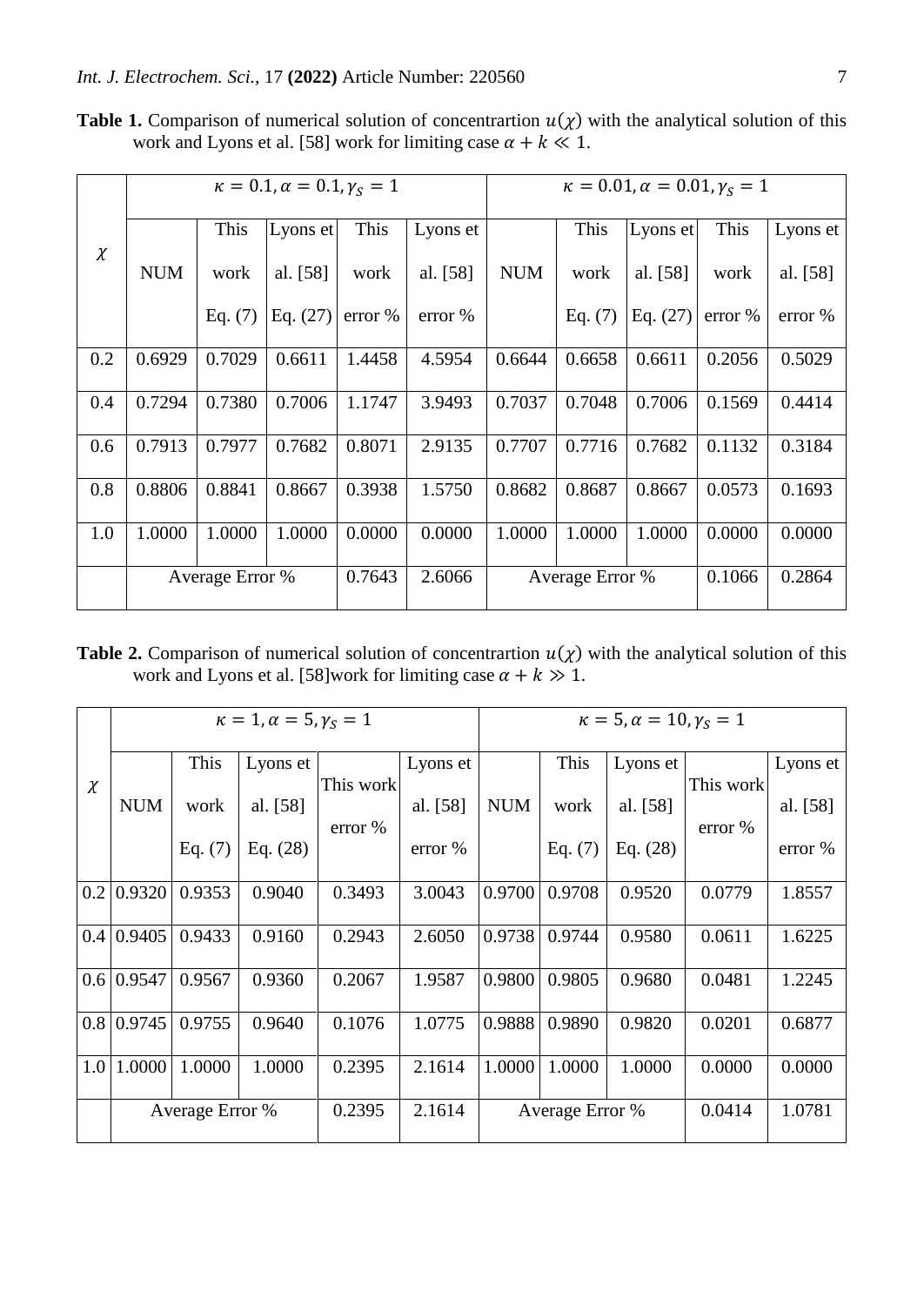**Table 1.** Comparison of numerical solution of concentrartion $u(\chi)$ with the analytical solution of this work and Lyons et al. [58] work for limiting case $\alpha + k \ll 1$.

| $\chi$ | $\kappa = 0.1, \alpha = 0.1, \gamma_S = 1$ | | | | | $\kappa = 0.01, \alpha = 0.01, \gamma_S = 1$ | | | | |
|---|---|---|---|---|---|---|---|---|---|---|
| | NUM | This work Eq. (7) | Lyons et al. [58] Eq. (27) | This work error % | Lyons et al. [58] error % | NUM | This work Eq. (7) | Lyons et al. [58] Eq. (27) | This work error % | Lyons et al. [58] error % |
| 0.2 | 0.6929 | 0.7029 | 0.6611 | 1.4458 | 4.5954 | 0.6644 | 0.6658 | 0.6611 | 0.2056 | 0.5029 |
| 0.4 | 0.7294 | 0.7380 | 0.7006 | 1.1747 | 3.9493 | 0.7037 | 0.7048 | 0.7006 | 0.1569 | 0.4414 |
| 0.6 | 0.7913 | 0.7977 | 0.7682 | 0.8071 | 2.9135 | 0.7707 | 0.7716 | 0.7682 | 0.1132 | 0.3184 |
| 0.8 | 0.8806 | 0.8841 | 0.8667 | 0.3938 | 1.5750 | 0.8682 | 0.8687 | 0.8667 | 0.0573 | 0.1693 |
| 1.0 | 1.0000 | 1.0000 | 1.0000 | 0.0000 | 0.0000 | 1.0000 | 1.0000 | 1.0000 | 0.0000 | 0.0000 |
| | Average Error % | | | 0.7643 | 2.6066 | Average Error % | | | 0.1066 | 0.2864 |

**Table 2.** Comparison of numerical solution of concentrartion $u(\chi)$ with the analytical solution of this work and Lyons et al. [58]work for limiting case $\alpha + k \gg 1$.

| $\chi$ | $\kappa = 1, \alpha = 5, \gamma_S = 1$ | | | | | $\kappa = 5, \alpha = 10, \gamma_S = 1$ | | | | |
|---|---|---|---|---|---|---|---|---|---|---|
| | NUM | This work Eq. (7) | Lyons et al. [58] Eq. (28) | This work error % | Lyons et al. [58] error % | NUM | This work Eq. (7) | Lyons et al. [58] Eq. (28) | This work error % | Lyons et al. [58] error % |
| 0.2 | 0.9320 | 0.9353 | 0.9040 | 0.3493 | 3.0043 | 0.9700 | 0.9708 | 0.9520 | 0.0779 | 1.8557 |
| 0.4 | 0.9405 | 0.9433 | 0.9160 | 0.2943 | 2.6050 | 0.9738 | 0.9744 | 0.9580 | 0.0611 | 1.6225 |
| 0.6 | 0.9547 | 0.9567 | 0.9360 | 0.2067 | 1.9587 | 0.9800 | 0.9805 | 0.9680 | 0.0481 | 1.2245 |
| 0.8 | 0.9745 | 0.9755 | 0.9640 | 0.1076 | 1.0775 | 0.9888 | 0.9890 | 0.9820 | 0.0201 | 0.6877 |
| 1.0 | 1.0000 | 1.0000 | 1.0000 | 0.2395 | 2.1614 | 1.0000 | 1.0000 | 1.0000 | 0.0000 | 0.0000 |
| | Average Error % | | | 0.2395 | 2.1614 | Average Error % | | | 0.0414 | 1.0781 |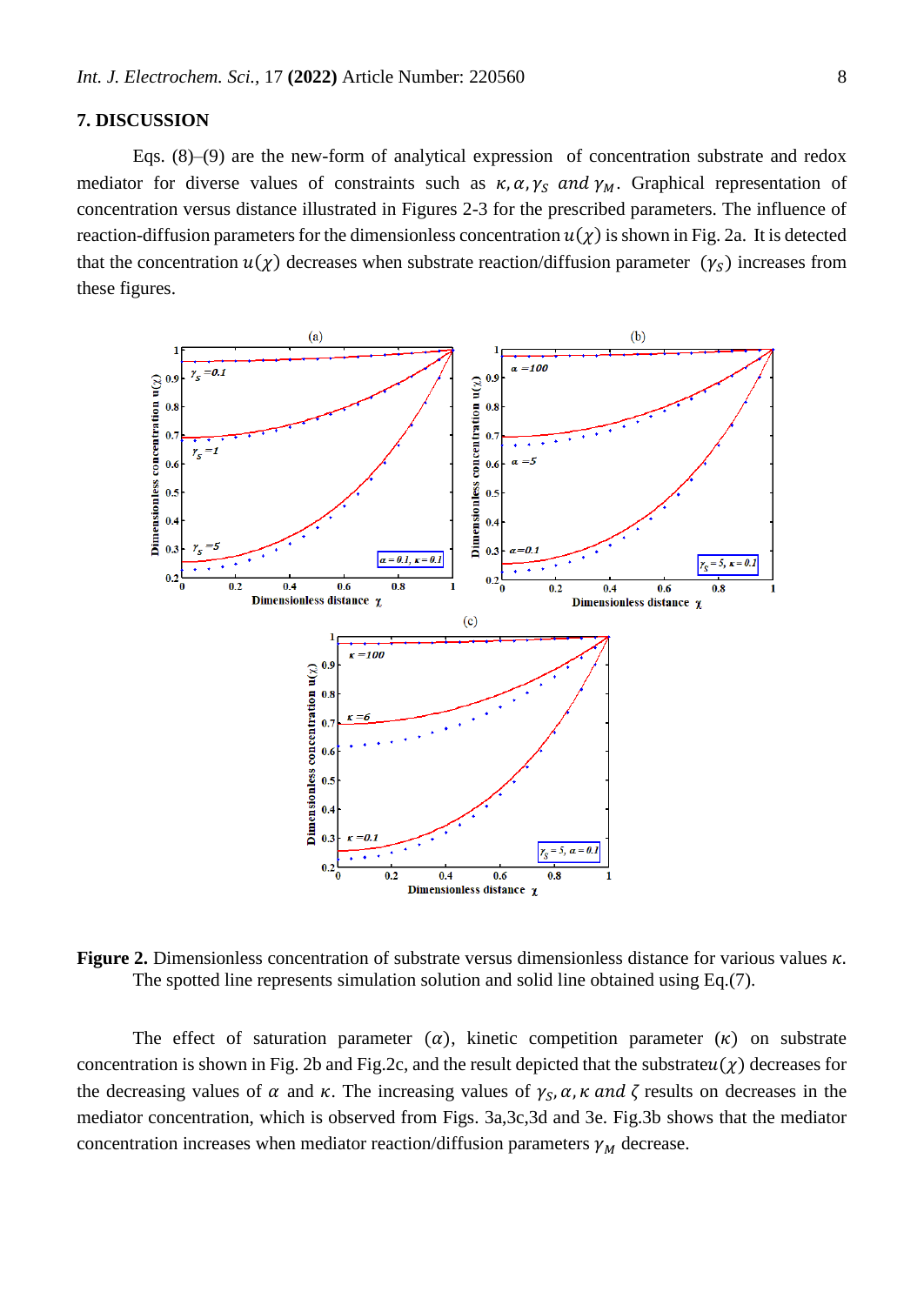## 7. DISCUSSION

Eqs. (8)–(9) are the new-form of analytical expression of concentration substrate and redox mediator for diverse values of constraints such as $\kappa, \alpha, \gamma_S$ and $\gamma_M$. Graphical representation of concentration versus distance illustrated in Figures 2-3 for the prescribed parameters. The influence of reaction-diffusion parameters for the dimensionless concentration $u(\chi)$ is shown in Fig. 2a. It is detected that the concentration $u(\chi)$ decreases when substrate reaction/diffusion parameter $(\gamma_S)$ increases from these figures.

(a)

Dimensionless concentration u(χ)

Dimensionless distance χ

$\gamma_S = 0.1$

$\gamma_S = 1$

$\gamma_S = 5$

$\alpha = 0.1, \kappa = 0.1$

(b)

Dimensionless concentration u(χ)

Dimensionless distance χ

$\alpha = 100$

$\alpha = 5$

$\alpha = 0.1$

$\gamma_S = 5, \kappa = 0.1$

(c)

Dimensionless concentration u(χ)

Dimensionless distance χ

$\kappa = 100$

$\kappa = 6$

$\kappa = 0.1$

$\gamma_S = 5, \alpha = 0.1$

**Figure 2.** Dimensionless concentration of substrate versus dimensionless distance for various values $\kappa$. The spotted line represents simulation solution and solid line obtained using Eq.(7).

The effect of saturation parameter $(\alpha)$, kinetic competition parameter $(\kappa)$ on substrate concentration is shown in Fig. 2b and Fig.2c, and the result depicted that the substrate $u(\chi)$ decreases for the decreasing values of $\alpha$ and $\kappa$. The increasing values of $\gamma_S, \alpha, \kappa$ and $\zeta$ results on decreases in the mediator concentration, which is observed from Figs. 3a,3c,3d and 3e. Fig.3b shows that the mediator concentration increases when mediator reaction/diffusion parameters $\gamma_M$ decrease.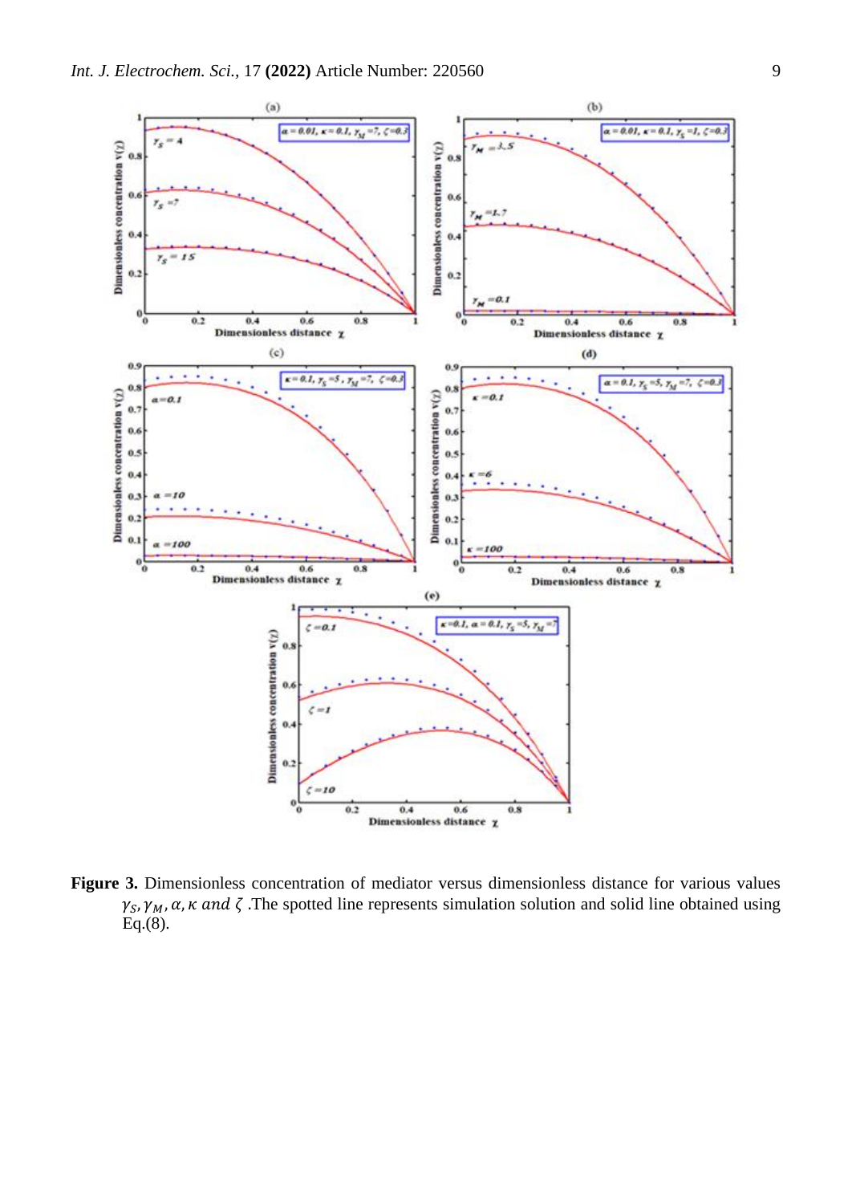(a)

$\alpha = 0.01, \kappa = 0.1, \gamma_M = 7, \zeta = 0.3$

$\gamma_S = 4$

$\gamma_S = 7$

$\gamma_S = 15$

Dimensionless concentration $v(\chi)$

Dimensionless distance $\chi$

(b)

$\alpha = 0.01, \kappa = 0.1, \gamma_S = 1, \zeta = 0.3$

$\gamma_M = 3.5$

$\gamma_M = 1.7$

$\gamma_M = 0.1$

Dimensionless concentration $v(\chi)$

Dimensionless distance $\chi$

(c)

$\kappa = 0.1, \gamma_S = 5, \gamma_M = 7, \zeta = 0.3$

$\alpha = 0.1$

$\alpha = 10$

$\alpha = 100$

Dimensionless concentration $v(\chi)$

Dimensionless distance $\chi$

(d)

$\alpha = 0.1, \gamma_S = 5, \gamma_M = 7, \zeta = 0.3$

$\kappa = 0.1$

$\kappa = 6$

$\kappa = 100$

Dimensionless concentration $v(\chi)$

Dimensionless distance $\chi$

(e)

$\kappa = 0.1, \alpha = 0.1, \gamma_S = 5, \gamma_M = 7$

$\zeta = 0.1$

$\zeta = 1$

$\zeta = 10$

Dimensionless concentration $v(\chi)$

Dimensionless distance $\chi$

**Figure 3.** Dimensionless concentration of mediator versus dimensionless distance for various values $\gamma_S, \gamma_M, \alpha, \kappa$ *and* $\zeta$ .The spotted line represents simulation solution and solid line obtained using Eq.(8).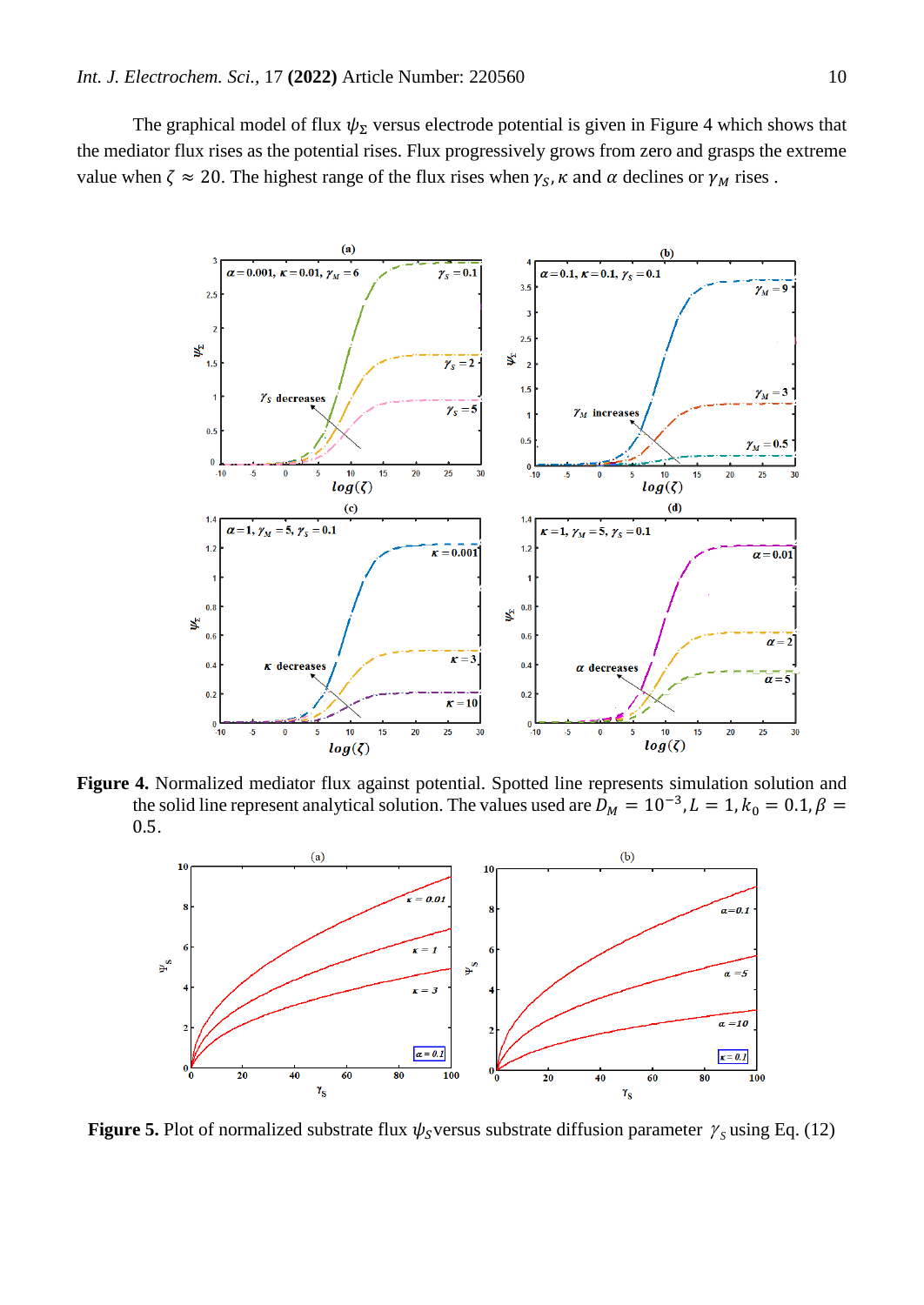The graphical model of flux $\psi_\Sigma$ versus electrode potential is given in Figure 4 which shows that the mediator flux rises as the potential rises. Flux progressively grows from zero and grasps the extreme value when $\zeta \approx 20$. The highest range of the flux rises when $\gamma_S, \kappa$ and $\alpha$ declines or $\gamma_M$ rises .

(a)
$\alpha = 0.001,\ \kappa = 0.01,\ \gamma_M = 6$
$\gamma_S = 0.1$
$\gamma_S = 2$
$\gamma_S = 5$
$\gamma_S$ decreases
$\psi_\Sigma$
$log(\zeta)$

(b)
$\alpha = 0.1,\ \kappa = 0.1,\ \gamma_S = 0.1$
$\gamma_M = 9$
$\gamma_M = 3$
$\gamma_M = 0.5$
$\gamma_M$ increases
$\psi_\Sigma$
$log(\zeta)$

(c)
$\alpha = 1,\ \gamma_M = 5,\ \gamma_S = 0.1$
$\kappa = 0.001$
$\kappa = 3$
$\kappa = 10$
$\kappa$ decreases
$\psi_\Sigma$
$log(\zeta)$

(d)
$\kappa = 1,\ \gamma_M = 5,\ \gamma_S = 0.1$
$\alpha = 0.01$
$\alpha = 2$
$\alpha = 5$
$\alpha$ decreases
$\psi_\Sigma$
$log(\zeta)$

**Figure 4.** Normalized mediator flux against potential. Spotted line represents simulation solution and the solid line represent analytical solution. The values used are $D_M = 10^{-3}, L = 1, k_0 = 0.1, \beta = 0.5$.

(a)
$\kappa = 0.01$
$\kappa = 1$
$\kappa = 3$
$\alpha = 0.1$
$\psi_S$
$\gamma_S$

(b)
$\alpha = 0.1$
$\alpha = 5$
$\alpha = 10$
$\kappa = 0.1$
$\psi_S$
$\gamma_S$

**Figure 5.** Plot of normalized substrate flux $\psi_S$ versus substrate diffusion parameter $\gamma_S$ using Eq. (12)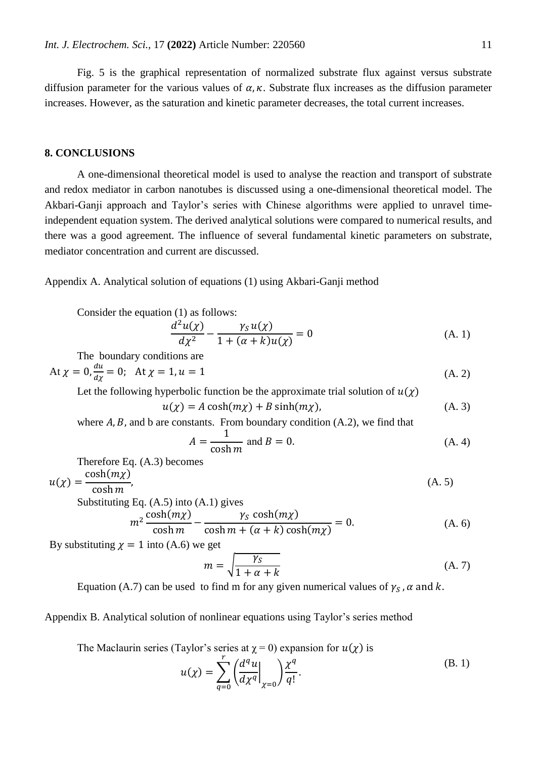Fig. 5 is the graphical representation of normalized substrate flux against versus substrate diffusion parameter for the various values of $\alpha, \kappa$. Substrate flux increases as the diffusion parameter increases. However, as the saturation and kinetic parameter decreases, the total current increases.

## 8. CONCLUSIONS

A one-dimensional theoretical model is used to analyse the reaction and transport of substrate and redox mediator in carbon nanotubes is discussed using a one-dimensional theoretical model. The Akbari-Ganji approach and Taylor's series with Chinese algorithms were applied to unravel time-independent equation system. The derived analytical solutions were compared to numerical results, and there was a good agreement. The influence of several fundamental kinetic parameters on substrate, mediator concentration and current are discussed.

Appendix A. Analytical solution of equations (1) using Akbari-Ganji method

Consider the equation (1) as follows:

$$\frac{d^2u(\chi)}{d\chi^2} - \frac{\gamma_S\, u(\chi)}{1 + (\alpha + k)u(\chi)} = 0 \tag{A. 1}$$

The boundary conditions are

$$\text{At } \chi = 0, \frac{du}{d\chi} = 0; \quad \text{At } \chi = 1, u = 1 \tag{A. 2}$$

Let the following hyperbolic function be the approximate trial solution of $u(\chi)$

$$u(\chi) = A\cosh(m\chi) + B\sinh(m\chi), \tag{A. 3}$$

where $A, B$, and b are constants. From boundary condition (A.2), we find that

$$A = \frac{1}{\cosh m} \text{ and } B = 0. \tag{A. 4}$$

Therefore Eq. (A.3) becomes

$$u(\chi) = \frac{\cosh(m\chi)}{\cosh m}, \tag{A. 5}$$

Substituting Eq. (A.5) into (A.1) gives

$$m^2 \frac{\cosh(m\chi)}{\cosh m} - \frac{\gamma_S \cosh(m\chi)}{\cosh m + (\alpha + k)\cosh(m\chi)} = 0. \tag{A. 6}$$

By substituting $\chi = 1$ into (A.6) we get

$$m = \sqrt{\frac{\gamma_S}{1 + \alpha + k}} \tag{A. 7}$$

Equation (A.7) can be used to find m for any given numerical values of $\gamma_S$, $\alpha$ and $k$.

Appendix B. Analytical solution of nonlinear equations using Taylor's series method

The Maclaurin series (Taylor's series at $\chi = 0$) expansion for $u(\chi)$ is

$$u(\chi) = \sum_{q=0}^{r} \left( \frac{d^q u}{d\chi^q}\bigg|_{\chi=0} \right) \frac{\chi^q}{q!}. \tag{B. 1}$$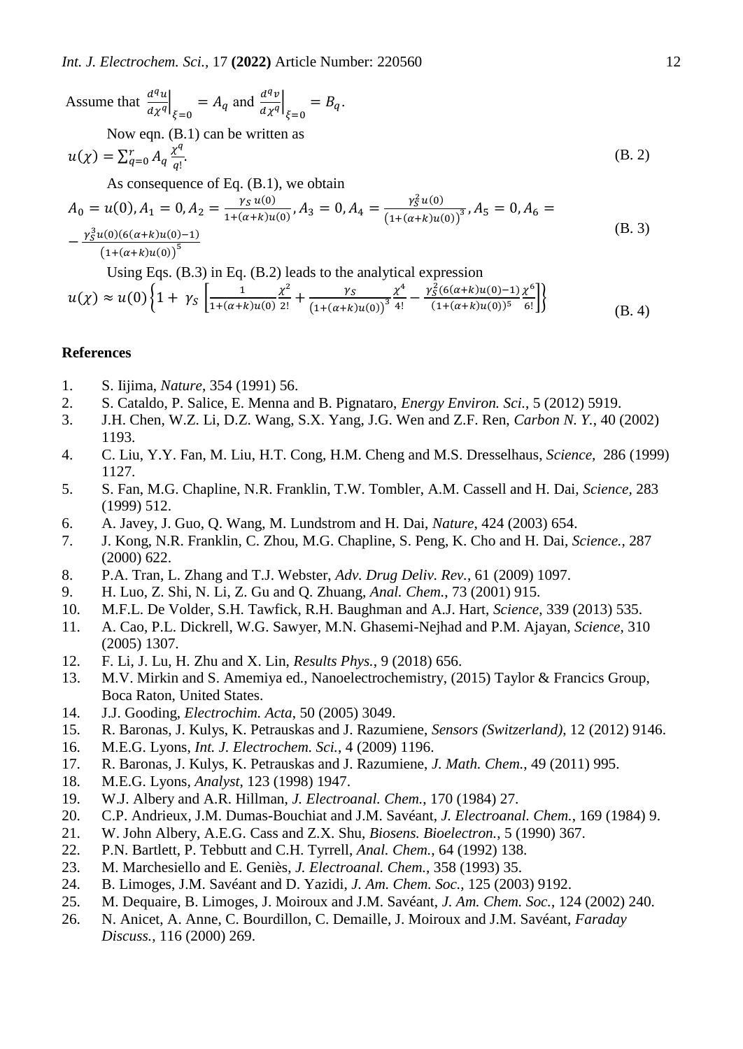Assume that $\left.\frac{d^q u}{d\chi^q}\right|_{\xi=0} = A_q$ and $\left.\frac{d^q v}{d\chi^q}\right|_{\xi=0} = B_q$.

Now eqn. (B.1) can be written as

$$u(\chi) = \sum_{q=0}^{r} A_q \frac{\chi^q}{q!}. \tag{B. 2}$$

As consequence of Eq. (B.1), we obtain

$$A_0 = u(0), A_1 = 0, A_2 = \frac{\gamma_S\, u(0)}{1+(\alpha+k)u(0)}, A_3 = 0, A_4 = \frac{\gamma_S^2 u(0)}{\left(1+(\alpha+k)u(0)\right)^3}, A_5 = 0, A_6 = -\frac{\gamma_S^3 u(0)(6(\alpha+k)u(0)-1)}{\left(1+(\alpha+k)u(0)\right)^5} \tag{B. 3}$$

Using Eqs. (B.3) in Eq. (B.2) leads to the analytical expression

$$u(\chi) \approx u(0)\left\{1 + \gamma_S\left[\frac{1}{1+(\alpha+k)u(0)}\frac{\chi^2}{2!} + \frac{\gamma_S}{\left(1+(\alpha+k)u(0)\right)^3}\frac{\chi^4}{4!} - \frac{\gamma_S^2(6(\alpha+k)u(0)-1)}{(1+(\alpha+k)u(0))^5}\frac{\chi^6}{6!}\right]\right\} \tag{B. 4}$$

## References

1. S. Iijima, *Nature*, 354 (1991) 56.
2. S. Cataldo, P. Salice, E. Menna and B. Pignataro, *Energy Environ. Sci.*, 5 (2012) 5919.
3. J.H. Chen, W.Z. Li, D.Z. Wang, S.X. Yang, J.G. Wen and Z.F. Ren, *Carbon N. Y.*, 40 (2002) 1193.
4. C. Liu, Y.Y. Fan, M. Liu, H.T. Cong, H.M. Cheng and M.S. Dresselhaus, *Science*, 286 (1999) 1127.
5. S. Fan, M.G. Chapline, N.R. Franklin, T.W. Tombler, A.M. Cassell and H. Dai, *Science*, 283 (1999) 512.
6. A. Javey, J. Guo, Q. Wang, M. Lundstrom and H. Dai, *Nature*, 424 (2003) 654.
7. J. Kong, N.R. Franklin, C. Zhou, M.G. Chapline, S. Peng, K. Cho and H. Dai, *Science.*, 287 (2000) 622.
8. P.A. Tran, L. Zhang and T.J. Webster, *Adv. Drug Deliv. Rev.*, 61 (2009) 1097.
9. H. Luo, Z. Shi, N. Li, Z. Gu and Q. Zhuang, *Anal. Chem.*, 73 (2001) 915.
10. M.F.L. De Volder, S.H. Tawfick, R.H. Baughman and A.J. Hart, *Science*, 339 (2013) 535.
11. A. Cao, P.L. Dickrell, W.G. Sawyer, M.N. Ghasemi-Nejhad and P.M. Ajayan, *Science*, 310 (2005) 1307.
12. F. Li, J. Lu, H. Zhu and X. Lin, *Results Phys.*, 9 (2018) 656.
13. M.V. Mirkin and S. Amemiya ed., Nanoelectrochemistry, (2015) Taylor & Francics Group, Boca Raton, United States.
14. J.J. Gooding, *Electrochim. Acta*, 50 (2005) 3049.
15. R. Baronas, J. Kulys, K. Petrauskas and J. Razumiene, *Sensors (Switzerland)*, 12 (2012) 9146.
16. M.E.G. Lyons, *Int. J. Electrochem. Sci.*, 4 (2009) 1196.
17. R. Baronas, J. Kulys, K. Petrauskas and J. Razumiene, *J. Math. Chem.*, 49 (2011) 995.
18. M.E.G. Lyons, *Analyst*, 123 (1998) 1947.
19. W.J. Albery and A.R. Hillman, *J. Electroanal. Chem.*, 170 (1984) 27.
20. C.P. Andrieux, J.M. Dumas-Bouchiat and J.M. Savéant, *J. Electroanal. Chem.*, 169 (1984) 9.
21. W. John Albery, A.E.G. Cass and Z.X. Shu, *Biosens. Bioelectron.*, 5 (1990) 367.
22. P.N. Bartlett, P. Tebbutt and C.H. Tyrrell, *Anal. Chem.*, 64 (1992) 138.
23. M. Marchesiello and E. Geniès, *J. Electroanal. Chem.*, 358 (1993) 35.
24. B. Limoges, J.M. Savéant and D. Yazidi, *J. Am. Chem. Soc.*, 125 (2003) 9192.
25. M. Dequaire, B. Limoges, J. Moiroux and J.M. Savéant, *J. Am. Chem. Soc.*, 124 (2002) 240.
26. N. Anicet, A. Anne, C. Bourdillon, C. Demaille, J. Moiroux and J.M. Savéant, *Faraday Discuss.*, 116 (2000) 269.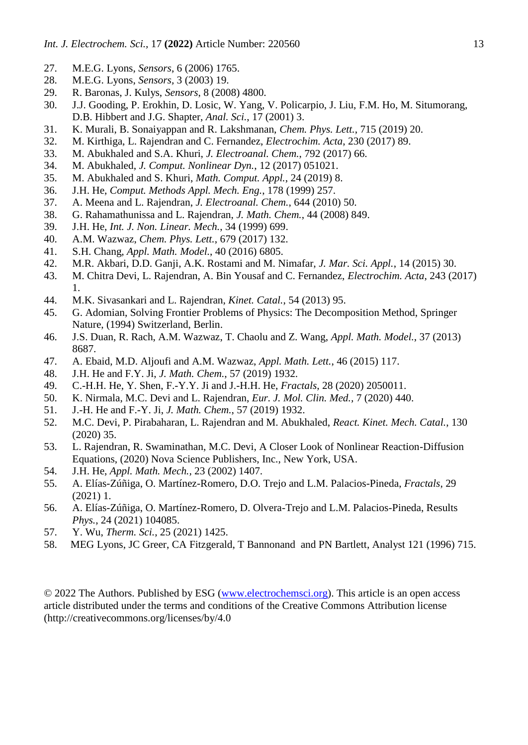27. M.E.G. Lyons, *Sensors*, 6 (2006) 1765.
28. M.E.G. Lyons, *Sensors*, 3 (2003) 19.
29. R. Baronas, J. Kulys, *Sensors*, 8 (2008) 4800.
30. J.J. Gooding, P. Erokhin, D. Losic, W. Yang, V. Policarpio, J. Liu, F.M. Ho, M. Situmorang, D.B. Hibbert and J.G. Shapter, *Anal. Sci.*, 17 (2001) 3.
31. K. Murali, B. Sonaiyappan and R. Lakshmanan, *Chem. Phys. Lett.*, 715 (2019) 20.
32. M. Kirthiga, L. Rajendran and C. Fernandez, *Electrochim. Acta*, 230 (2017) 89.
33. M. Abukhaled and S.A. Khuri, *J. Electroanal. Chem.*, 792 (2017) 66.
34. M. Abukhaled, *J. Comput. Nonlinear Dyn.*, 12 (2017) 051021.
35. M. Abukhaled and S. Khuri, *Math. Comput. Appl.*, 24 (2019) 8.
36. J.H. He, *Comput. Methods Appl. Mech. Eng.*, 178 (1999) 257.
37. A. Meena and L. Rajendran, *J. Electroanal. Chem.*, 644 (2010) 50.
38. G. Rahamathunissa and L. Rajendran, *J. Math. Chem.*, 44 (2008) 849.
39. J.H. He, *Int. J. Non. Linear. Mech.*, 34 (1999) 699.
40. A.M. Wazwaz, *Chem. Phys. Lett.*, 679 (2017) 132.
41. S.H. Chang, *Appl. Math. Model.*, 40 (2016) 6805.
42. M.R. Akbari, D.D. Ganji, A.K. Rostami and M. Nimafar, *J. Mar. Sci. Appl.*, 14 (2015) 30.
43. M. Chitra Devi, L. Rajendran, A. Bin Yousaf and C. Fernandez, *Electrochim. Acta*, 243 (2017) 1.
44. M.K. Sivasankari and L. Rajendran, *Kinet. Catal.*, 54 (2013) 95.
45. G. Adomian, Solving Frontier Problems of Physics: The Decomposition Method, Springer Nature, (1994) Switzerland, Berlin.
46. J.S. Duan, R. Rach, A.M. Wazwaz, T. Chaolu and Z. Wang, *Appl. Math. Model.*, 37 (2013) 8687.
47. A. Ebaid, M.D. Aljoufi and A.M. Wazwaz, *Appl. Math. Lett.*, 46 (2015) 117.
48. J.H. He and F.Y. Ji, *J. Math. Chem.*, 57 (2019) 1932.
49. C.-H.H. He, Y. Shen, F.-Y.Y. Ji and J.-H.H. He, *Fractals*, 28 (2020) 2050011.
50. K. Nirmala, M.C. Devi and L. Rajendran, *Eur. J. Mol. Clin. Med.*, 7 (2020) 440.
51. J.-H. He and F.-Y. Ji, *J. Math. Chem.*, 57 (2019) 1932.
52. M.C. Devi, P. Pirabaharan, L. Rajendran and M. Abukhaled, *React. Kinet. Mech. Catal.*, 130 (2020) 35.
53. L. Rajendran, R. Swaminathan, M.C. Devi, A Closer Look of Nonlinear Reaction-Diffusion Equations, (2020) Nova Science Publishers, Inc., New York, USA.
54. J.H. He, *Appl. Math. Mech.*, 23 (2002) 1407.
55. A. Elías-Zúñiga, O. Martínez-Romero, D.O. Trejo and L.M. Palacios-Pineda, *Fractals*, 29 (2021) 1.
56. A. Elías-Zúñiga, O. Martínez-Romero, D. Olvera-Trejo and L.M. Palacios-Pineda, Results *Phys.*, 24 (2021) 104085.
57. Y. Wu, *Therm. Sci.*, 25 (2021) 1425.
58. MEG Lyons, JC Greer, CA Fitzgerald, T Bannonand and PN Bartlett, Analyst 121 (1996) 715.

© 2022 The Authors. Published by ESG (www.electrochemsci.org). This article is an open access article distributed under the terms and conditions of the Creative Commons Attribution license (http://creativecommons.org/licenses/by/4.0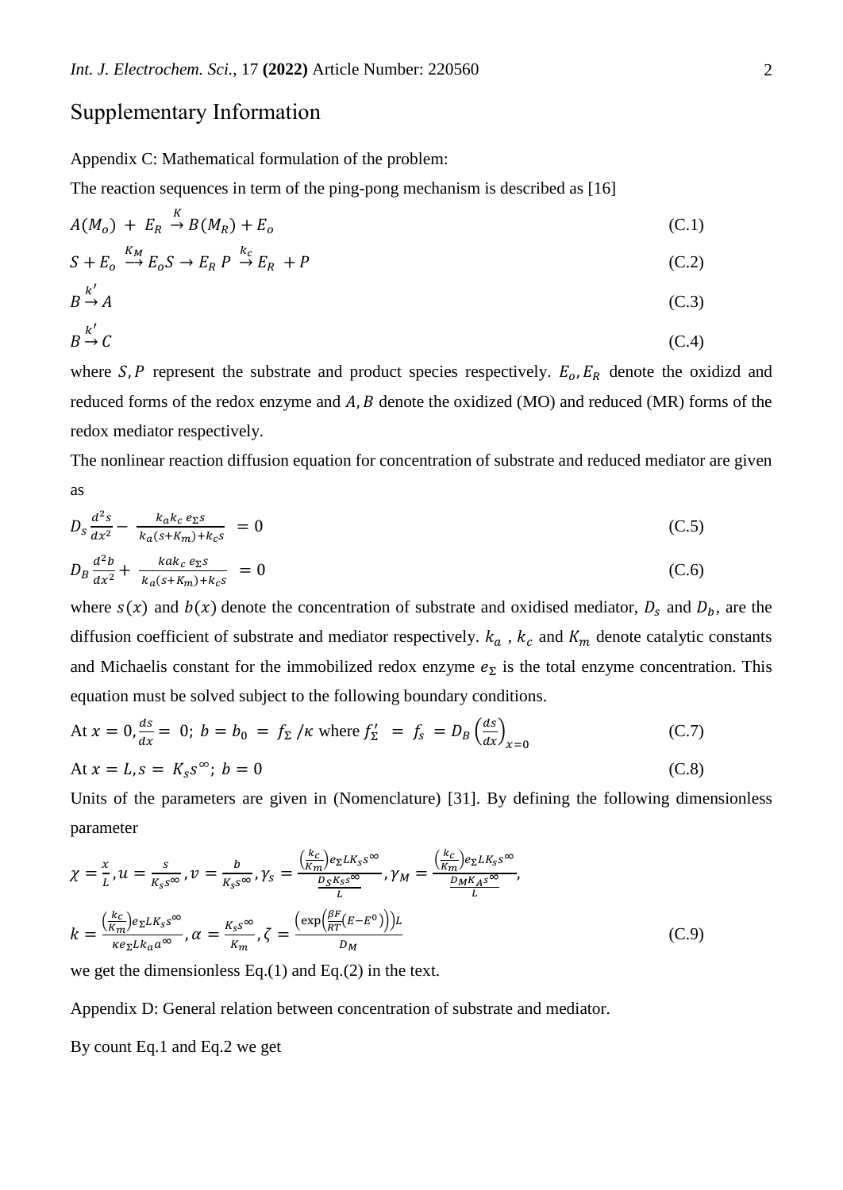# Supplementary Information

Appendix C: Mathematical formulation of the problem:

The reaction sequences in term of the ping-pong mechanism is described as [16]

$$A(M_o) + E_R \overset{K}{\rightarrow} B(M_R) + E_o \tag{C.1}$$

$$S + E_o \overset{K_M}{\rightarrow} E_oS \rightarrow E_R\, P \overset{k_c}{\rightarrow} E_R + P \tag{C.2}$$

$$B \overset{k'}{\rightarrow} A \tag{C.3}$$

$$B \overset{k'}{\rightarrow} C \tag{C.4}$$

where $S, P$ represent the substrate and product species respectively. $E_o, E_R$ denote the oxidizd and reduced forms of the redox enzyme and $A, B$ denote the oxidized (MO) and reduced (MR) forms of the redox mediator respectively.

The nonlinear reaction diffusion equation for concentration of substrate and reduced mediator are given as

$$D_s \frac{d^2 s}{dx^2} - \frac{k_a k_c\, e_\Sigma s}{k_a(s + K_m) + k_c s} = 0 \tag{C.5}$$

$$D_B \frac{d^2 b}{dx^2} + \frac{kak_c\, e_\Sigma s}{k_a(s + K_m) + k_c s} = 0 \tag{C.6}$$

where $s(x)$ and $b(x)$ denote the concentration of substrate and oxidised mediator, $D_s$ and $D_b$, are the diffusion coefficient of substrate and mediator respectively. $k_a$ , $k_c$ and $K_m$ denote catalytic constants and Michaelis constant for the immobilized redox enzyme $e_\Sigma$ is the total enzyme concentration. This equation must be solved subject to the following boundary conditions.

$$\text{At } x = 0, \frac{ds}{dx} = 0;\ b = b_0 = f_\Sigma / \kappa \text{ where } f'_\Sigma = f_s = D_B \left(\frac{ds}{dx}\right)_{x=0} \tag{C.7}$$

$$\text{At } x = L, s = K_s s^\infty;\ b = 0 \tag{C.8}$$

Units of the parameters are given in (Nomenclature) [31]. By defining the following dimensionless parameter

$$\chi = \frac{x}{L}, u = \frac{s}{K_s s^\infty}, v = \frac{b}{K_s s^\infty}, \gamma_S = \frac{\left(\frac{k_c}{K_m}\right) e_\Sigma L K_s s^\infty}{\frac{D_S K_S s^\infty}{L}}, \gamma_M = \frac{\left(\frac{k_c}{K_m}\right) e_\Sigma L K_s s^\infty}{\frac{D_M K_A s^\infty}{L}},$$

$$k = \frac{\left(\frac{k_c}{K_m}\right) e_\Sigma L K_s s^\infty}{\kappa e_\Sigma L k_a a^\infty}, \alpha = \frac{K_s s^\infty}{K_m}, \zeta = \frac{\left(\exp\left(\frac{\beta F}{RT}(E - E^0)\right)\right) L}{D_M} \tag{C.9}$$

we get the dimensionless Eq.(1) and Eq.(2) in the text.

Appendix D: General relation between concentration of substrate and mediator.

By count Eq.1 and Eq.2 we get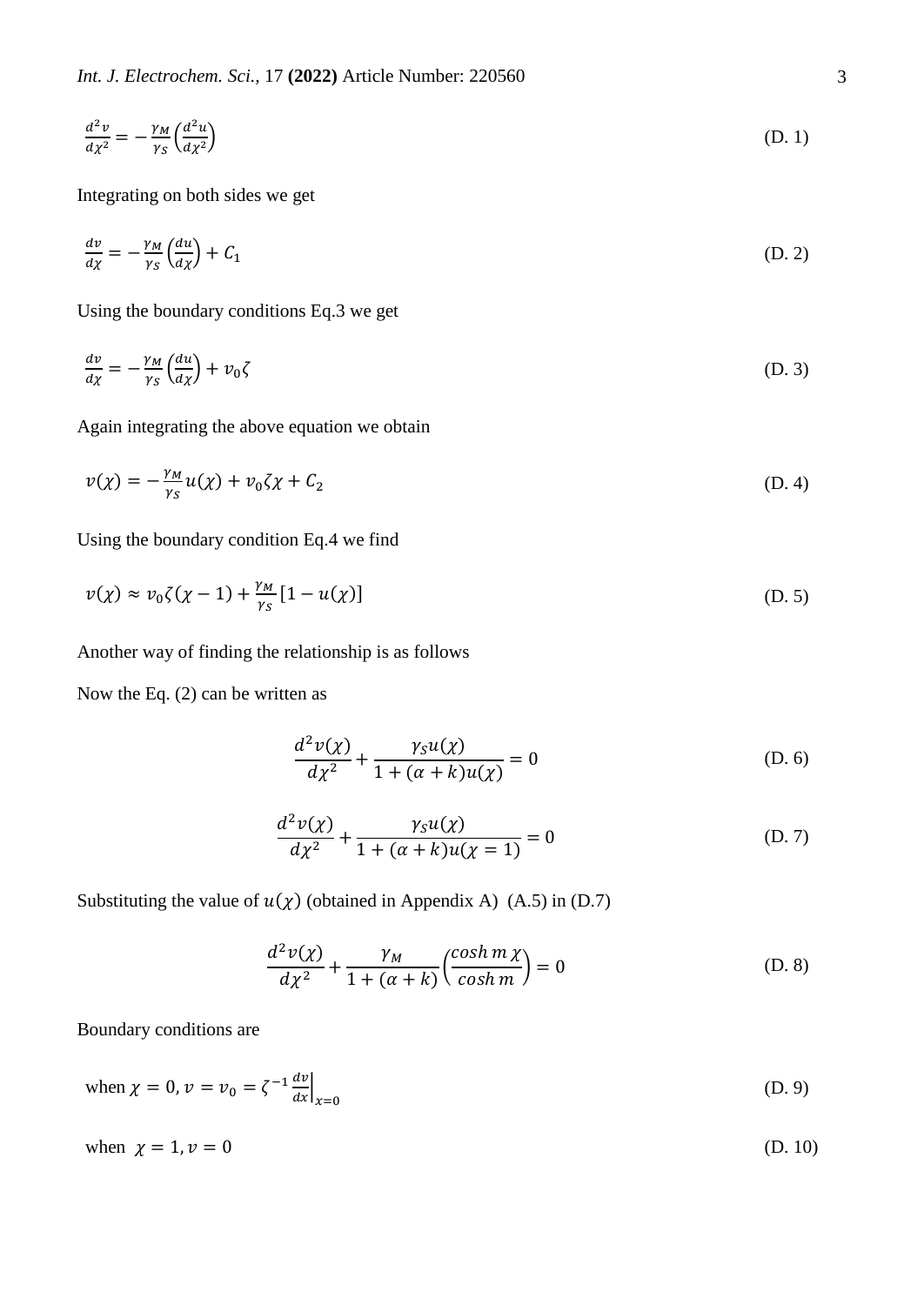$$\frac{d^2 v}{d\chi^2} = -\frac{\gamma_M}{\gamma_S}\left(\frac{d^2 u}{d\chi^2}\right) \tag{D. 1}$$

Integrating on both sides we get

$$\frac{dv}{d\chi} = -\frac{\gamma_M}{\gamma_S}\left(\frac{du}{d\chi}\right) + C_1 \tag{D. 2}$$

Using the boundary conditions Eq.3 we get

$$\frac{dv}{d\chi} = -\frac{\gamma_M}{\gamma_S}\left(\frac{du}{d\chi}\right) + v_0\zeta \tag{D. 3}$$

Again integrating the above equation we obtain

$$v(\chi) = -\frac{\gamma_M}{\gamma_S}u(\chi) + v_0\zeta\chi + C_2 \tag{D. 4}$$

Using the boundary condition Eq.4 we find

$$v(\chi) \approx v_0\zeta(\chi - 1) + \frac{\gamma_M}{\gamma_S}[1 - u(\chi)] \tag{D. 5}$$

Another way of finding the relationship is as follows

Now the Eq. (2) can be written as

$$\frac{d^2 v(\chi)}{d\chi^2} + \frac{\gamma_S u(\chi)}{1 + (\alpha + k)u(\chi)} = 0 \tag{D. 6}$$

$$\frac{d^2 v(\chi)}{d\chi^2} + \frac{\gamma_S u(\chi)}{1 + (\alpha + k)u(\chi = 1)} = 0 \tag{D. 7}$$

Substituting the value of $u(\chi)$ (obtained in Appendix A) (A.5) in (D.7)

$$\frac{d^2 v(\chi)}{d\chi^2} + \frac{\gamma_M}{1 + (\alpha + k)}\left(\frac{\cosh m\,\chi}{\cosh m}\right) = 0 \tag{D. 8}$$

Boundary conditions are

$$\text{when } \chi = 0, v = v_0 = \zeta^{-1}\left.\frac{dv}{dx}\right|_{x=0} \tag{D. 9}$$

$$\text{when } \chi = 1, v = 0 \tag{D. 10}$$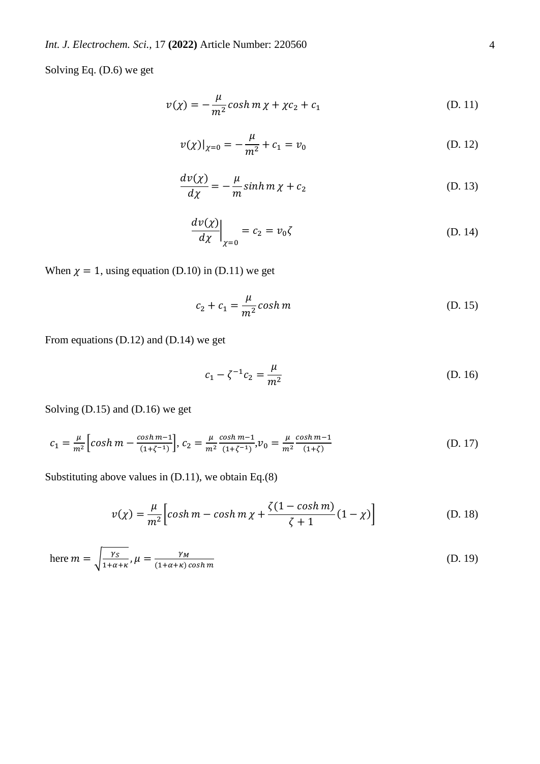Solving Eq. (D.6) we get

$$v(\chi) = -\frac{\mu}{m^2}\cosh m\,\chi + \chi c_2 + c_1 \tag{D. 11}$$

$$v(\chi)|_{\chi=0} = -\frac{\mu}{m^2} + c_1 = v_0 \tag{D. 12}$$

$$\frac{dv(\chi)}{d\chi} = -\frac{\mu}{m}\sinh m\,\chi + c_2 \tag{D. 13}$$

$$\left.\frac{dv(\chi)}{d\chi}\right|_{\chi=0} = c_2 = v_0\zeta \tag{D. 14}$$

When $\chi = 1$, using equation (D.10) in (D.11) we get

$$c_2 + c_1 = \frac{\mu}{m^2}\cosh m \tag{D. 15}$$

From equations (D.12) and (D.14) we get

$$c_1 - \zeta^{-1}c_2 = \frac{\mu}{m^2} \tag{D. 16}$$

Solving (D.15) and (D.16) we get

$$c_1 = \frac{\mu}{m^2}\left[\cosh m - \frac{\cosh m - 1}{(1+\zeta^{-1})}\right],\ c_2 = \frac{\mu}{m^2}\frac{\cosh m - 1}{(1+\zeta^{-1})}, v_0 = \frac{\mu}{m^2}\frac{\cosh m - 1}{(1+\zeta)} \tag{D. 17}$$

Substituting above values in (D.11), we obtain Eq.(8)

$$v(\chi) = \frac{\mu}{m^2}\left[\cosh m - \cosh m\,\chi + \frac{\zeta(1-\cosh m)}{\zeta+1}(1-\chi)\right] \tag{D. 18}$$

here $m = \sqrt{\frac{\gamma_S}{1+\alpha+\kappa}}, \mu = \frac{\gamma_M}{(1+\alpha+\kappa)\cosh m}$ (D. 19)